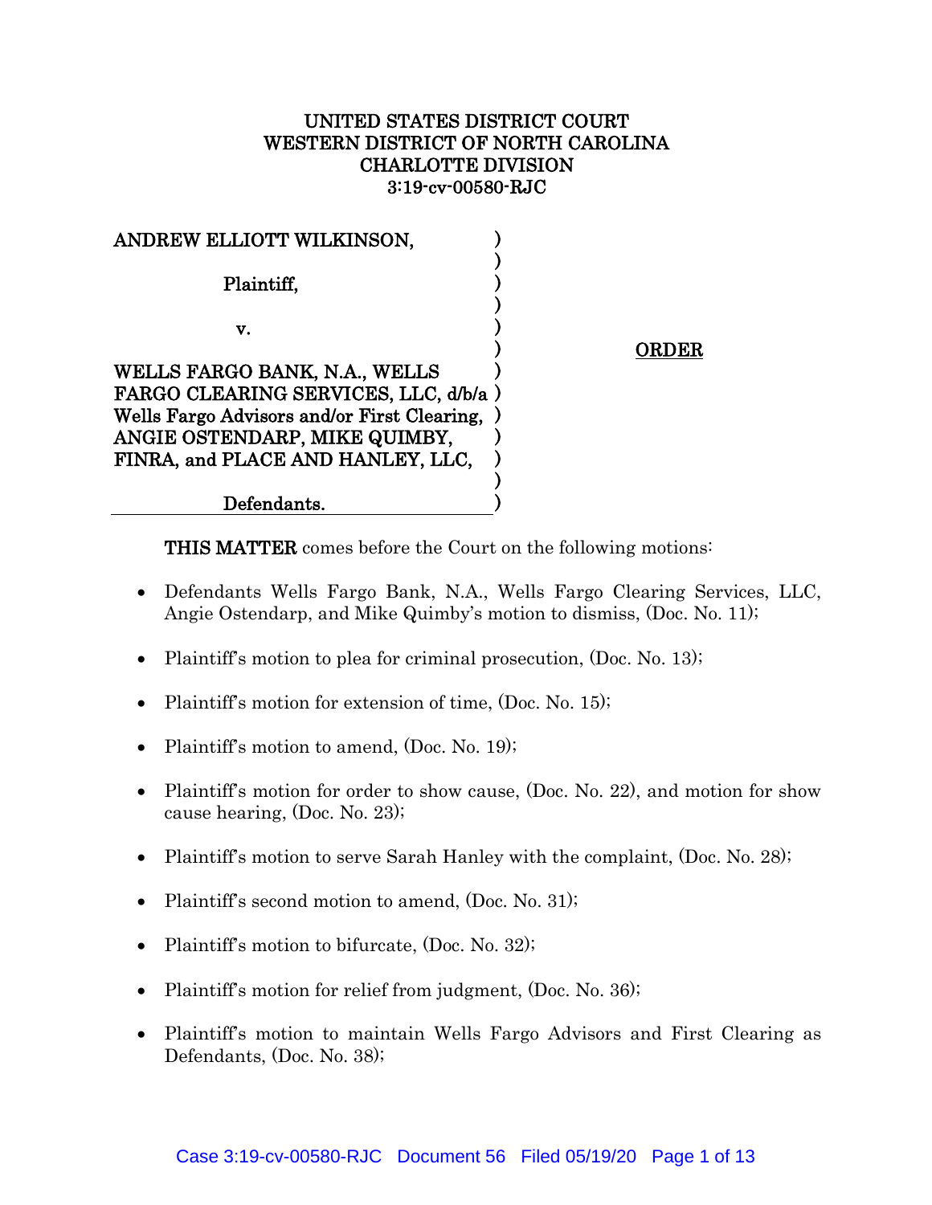UNITED STATES DISTRICT COURT
WESTERN DISTRICT OF NORTH CAROLINA
CHARLOTTE DIVISION
3:19-cv-00580-RJC

ANDREW ELLIOTT WILKINSON,

Plaintiff,

v.

WELLS FARGO BANK, N.A., WELLS FARGO CLEARING SERVICES, LLC, d/b/a Wells Fargo Advisors and/or First Clearing, ANGIE OSTENDARP, MIKE QUIMBY, FINRA, and PLACE AND HANLEY, LLC,

Defendants.

**ORDER**

**THIS MATTER** comes before the Court on the following motions:

- Defendants Wells Fargo Bank, N.A., Wells Fargo Clearing Services, LLC, Angie Ostendarp, and Mike Quimby's motion to dismiss, (Doc. No. 11);
- Plaintiff's motion to plea for criminal prosecution, (Doc. No. 13);
- Plaintiff's motion for extension of time, (Doc. No. 15);
- Plaintiff's motion to amend, (Doc. No. 19);
- Plaintiff's motion for order to show cause, (Doc. No. 22), and motion for show cause hearing, (Doc. No. 23);
- Plaintiff's motion to serve Sarah Hanley with the complaint, (Doc. No. 28);
- Plaintiff's second motion to amend, (Doc. No. 31);
- Plaintiff's motion to bifurcate, (Doc. No. 32);
- Plaintiff's motion for relief from judgment, (Doc. No. 36);
- Plaintiff's motion to maintain Wells Fargo Advisors and First Clearing as Defendants, (Doc. No. 38);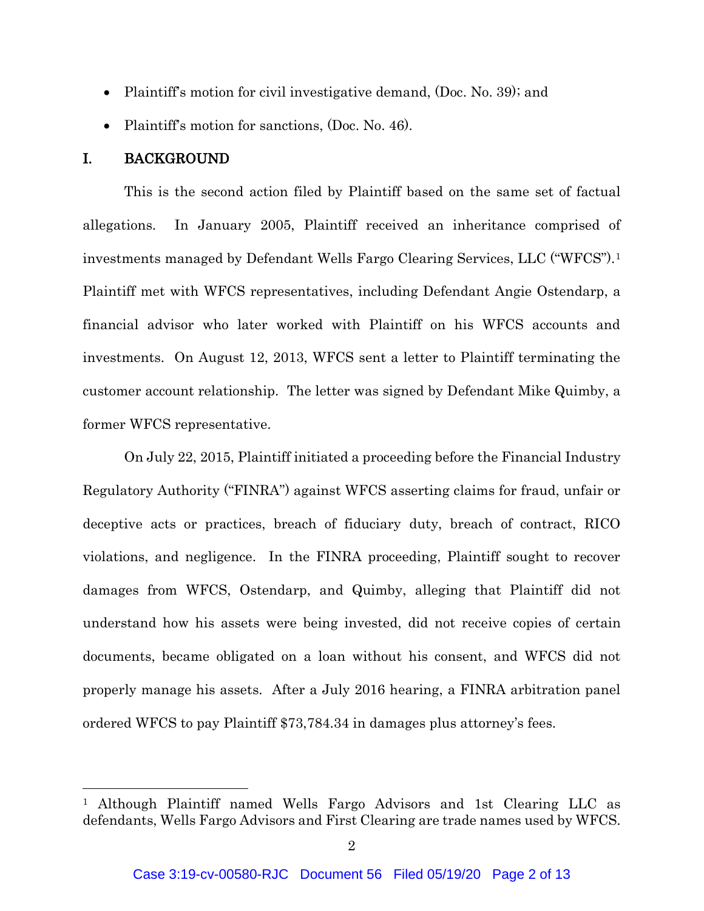- Plaintiff's motion for civil investigative demand, (Doc. No. 39); and
- Plaintiff's motion for sanctions, (Doc. No. 46).

## I. BACKGROUND

This is the second action filed by Plaintiff based on the same set of factual allegations. In January 2005, Plaintiff received an inheritance comprised of investments managed by Defendant Wells Fargo Clearing Services, LLC ("WFCS").[1] Plaintiff met with WFCS representatives, including Defendant Angie Ostendarp, a financial advisor who later worked with Plaintiff on his WFCS accounts and investments. On August 12, 2013, WFCS sent a letter to Plaintiff terminating the customer account relationship. The letter was signed by Defendant Mike Quimby, a former WFCS representative.

On July 22, 2015, Plaintiff initiated a proceeding before the Financial Industry Regulatory Authority ("FINRA") against WFCS asserting claims for fraud, unfair or deceptive acts or practices, breach of fiduciary duty, breach of contract, RICO violations, and negligence. In the FINRA proceeding, Plaintiff sought to recover damages from WFCS, Ostendarp, and Quimby, alleging that Plaintiff did not understand how his assets were being invested, did not receive copies of certain documents, became obligated on a loan without his consent, and WFCS did not properly manage his assets. After a July 2016 hearing, a FINRA arbitration panel ordered WFCS to pay Plaintiff $73,784.34 in damages plus attorney's fees.

---

[1] Although Plaintiff named Wells Fargo Advisors and 1st Clearing LLC as defendants, Wells Fargo Advisors and First Clearing are trade names used by WFCS.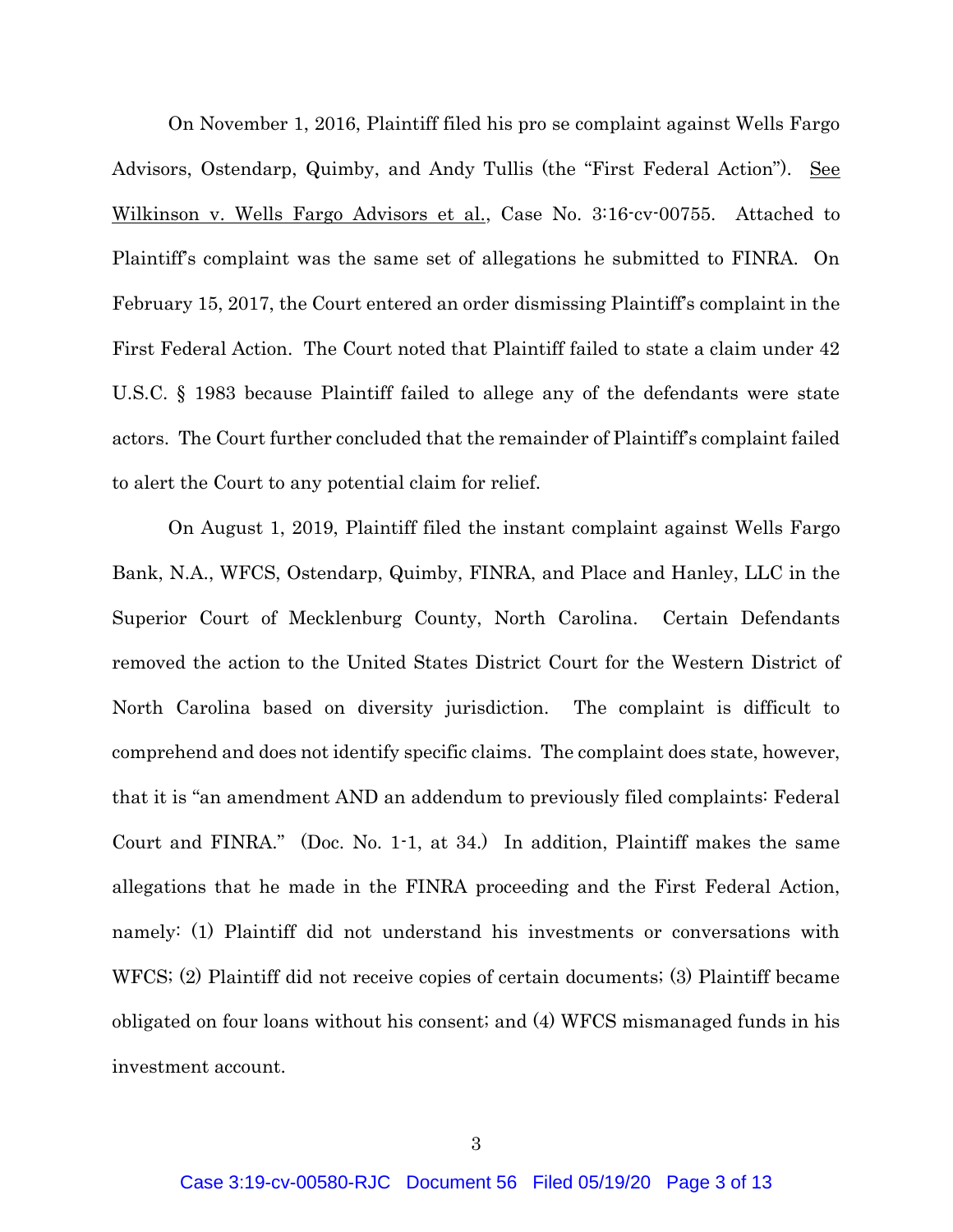On November 1, 2016, Plaintiff filed his pro se complaint against Wells Fargo Advisors, Ostendarp, Quimby, and Andy Tullis (the "First Federal Action"). See Wilkinson v. Wells Fargo Advisors et al., Case No. 3:16-cv-00755. Attached to Plaintiff's complaint was the same set of allegations he submitted to FINRA. On February 15, 2017, the Court entered an order dismissing Plaintiff's complaint in the First Federal Action. The Court noted that Plaintiff failed to state a claim under 42 U.S.C. § 1983 because Plaintiff failed to allege any of the defendants were state actors. The Court further concluded that the remainder of Plaintiff's complaint failed to alert the Court to any potential claim for relief.

On August 1, 2019, Plaintiff filed the instant complaint against Wells Fargo Bank, N.A., WFCS, Ostendarp, Quimby, FINRA, and Place and Hanley, LLC in the Superior Court of Mecklenburg County, North Carolina. Certain Defendants removed the action to the United States District Court for the Western District of North Carolina based on diversity jurisdiction. The complaint is difficult to comprehend and does not identify specific claims. The complaint does state, however, that it is "an amendment AND an addendum to previously filed complaints: Federal Court and FINRA." (Doc. No. 1-1, at 34.) In addition, Plaintiff makes the same allegations that he made in the FINRA proceeding and the First Federal Action, namely: (1) Plaintiff did not understand his investments or conversations with WFCS; (2) Plaintiff did not receive copies of certain documents; (3) Plaintiff became obligated on four loans without his consent; and (4) WFCS mismanaged funds in his investment account.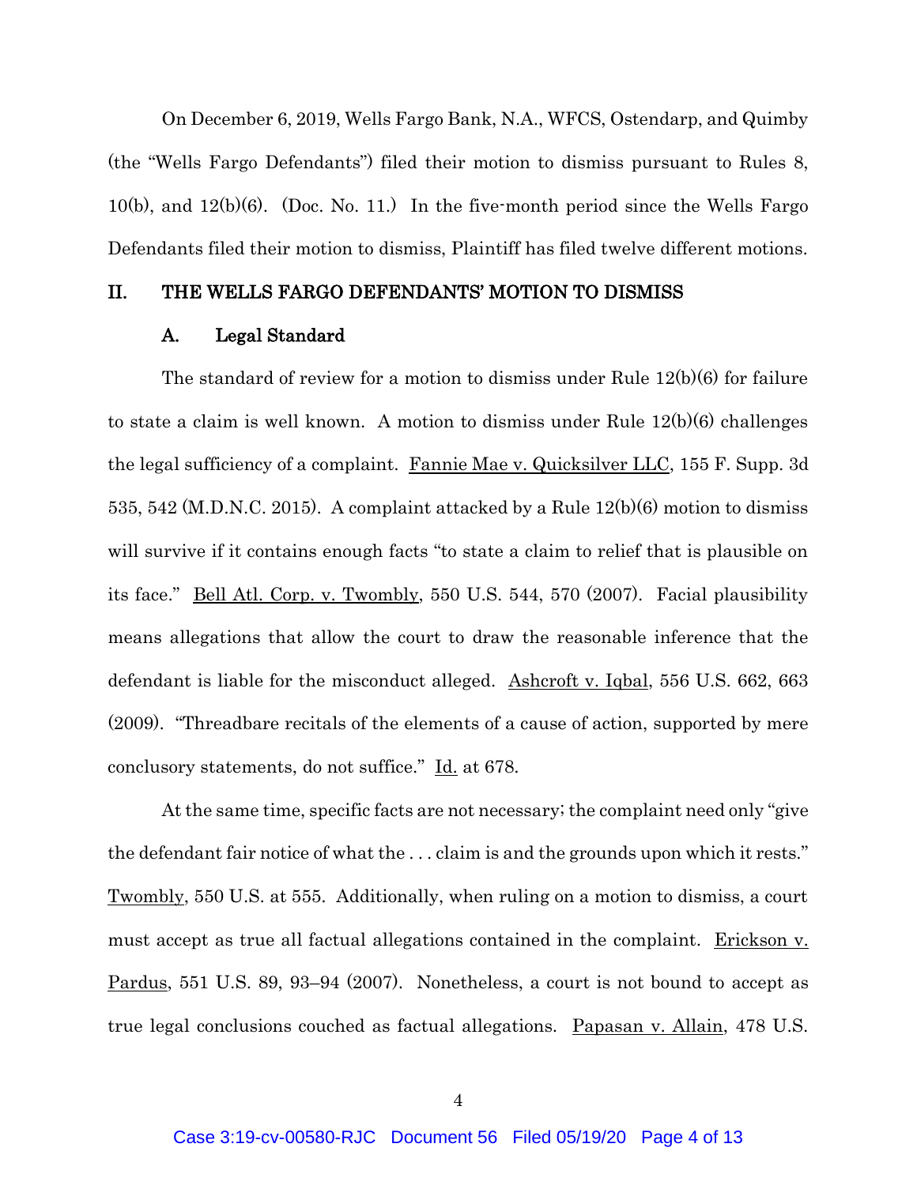On December 6, 2019, Wells Fargo Bank, N.A., WFCS, Ostendarp, and Quimby (the "Wells Fargo Defendants") filed their motion to dismiss pursuant to Rules 8, 10(b), and 12(b)(6). (Doc. No. 11.) In the five-month period since the Wells Fargo Defendants filed their motion to dismiss, Plaintiff has filed twelve different motions.

## II. THE WELLS FARGO DEFENDANTS' MOTION TO DISMISS

### A. Legal Standard

The standard of review for a motion to dismiss under Rule 12(b)(6) for failure to state a claim is well known. A motion to dismiss under Rule 12(b)(6) challenges the legal sufficiency of a complaint. Fannie Mae v. Quicksilver LLC, 155 F. Supp. 3d 535, 542 (M.D.N.C. 2015). A complaint attacked by a Rule 12(b)(6) motion to dismiss will survive if it contains enough facts "to state a claim to relief that is plausible on its face." Bell Atl. Corp. v. Twombly, 550 U.S. 544, 570 (2007). Facial plausibility means allegations that allow the court to draw the reasonable inference that the defendant is liable for the misconduct alleged. Ashcroft v. Iqbal, 556 U.S. 662, 663 (2009). "Threadbare recitals of the elements of a cause of action, supported by mere conclusory statements, do not suffice." Id. at 678.

At the same time, specific facts are not necessary; the complaint need only "give the defendant fair notice of what the . . . claim is and the grounds upon which it rests." Twombly, 550 U.S. at 555. Additionally, when ruling on a motion to dismiss, a court must accept as true all factual allegations contained in the complaint. Erickson v. Pardus, 551 U.S. 89, 93–94 (2007). Nonetheless, a court is not bound to accept as true legal conclusions couched as factual allegations. Papasan v. Allain, 478 U.S.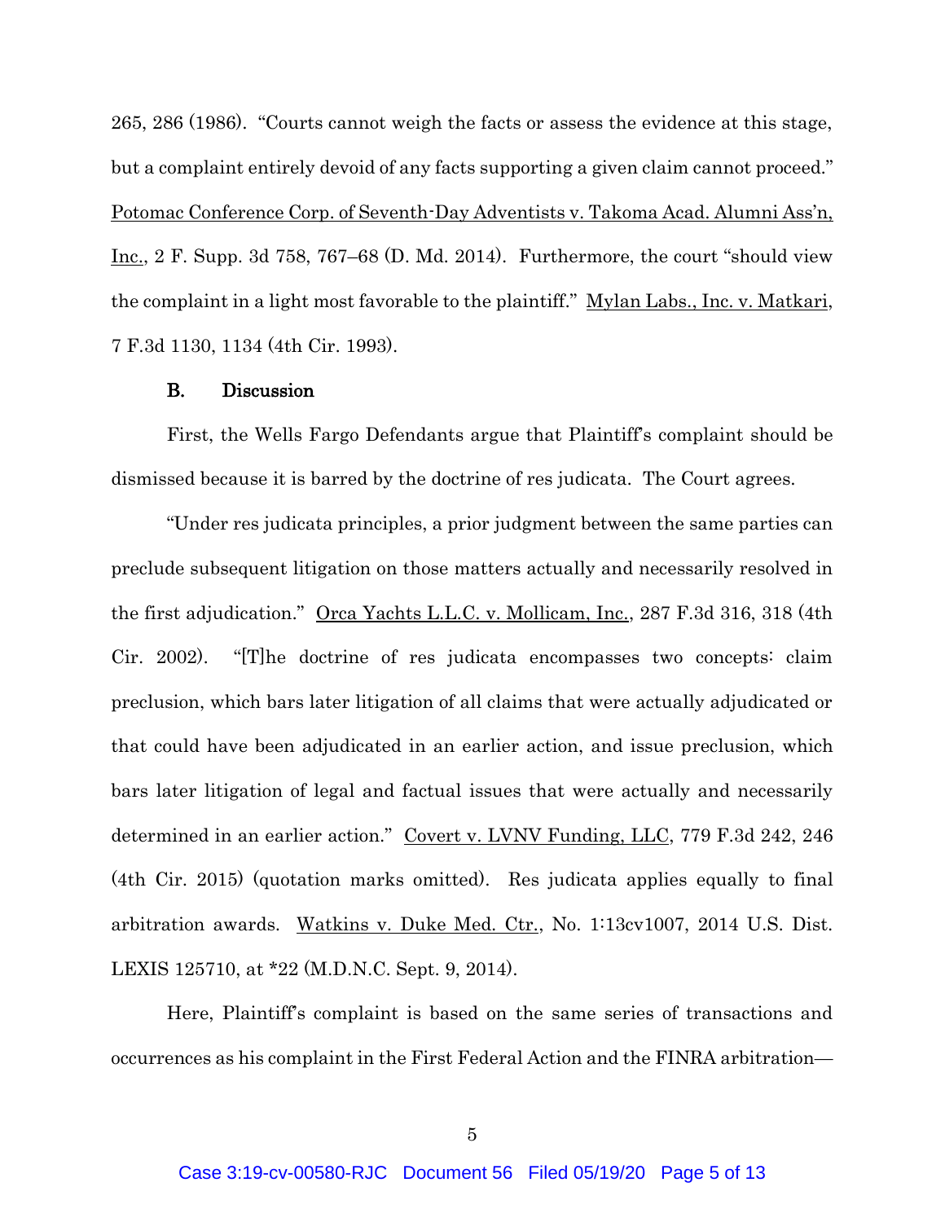265, 286 (1986). "Courts cannot weigh the facts or assess the evidence at this stage, but a complaint entirely devoid of any facts supporting a given claim cannot proceed." Potomac Conference Corp. of Seventh-Day Adventists v. Takoma Acad. Alumni Ass'n, Inc., 2 F. Supp. 3d 758, 767–68 (D. Md. 2014). Furthermore, the court "should view the complaint in a light most favorable to the plaintiff." Mylan Labs., Inc. v. Matkari, 7 F.3d 1130, 1134 (4th Cir. 1993).

### B. Discussion

First, the Wells Fargo Defendants argue that Plaintiff's complaint should be dismissed because it is barred by the doctrine of res judicata. The Court agrees.

"Under res judicata principles, a prior judgment between the same parties can preclude subsequent litigation on those matters actually and necessarily resolved in the first adjudication." Orca Yachts L.L.C. v. Mollicam, Inc., 287 F.3d 316, 318 (4th Cir. 2002). "[T]he doctrine of res judicata encompasses two concepts: claim preclusion, which bars later litigation of all claims that were actually adjudicated or that could have been adjudicated in an earlier action, and issue preclusion, which bars later litigation of legal and factual issues that were actually and necessarily determined in an earlier action." Covert v. LVNV Funding, LLC, 779 F.3d 242, 246 (4th Cir. 2015) (quotation marks omitted). Res judicata applies equally to final arbitration awards. Watkins v. Duke Med. Ctr., No. 1:13cv1007, 2014 U.S. Dist. LEXIS 125710, at *22 (M.D.N.C. Sept. 9, 2014).

Here, Plaintiff's complaint is based on the same series of transactions and occurrences as his complaint in the First Federal Action and the FINRA arbitration—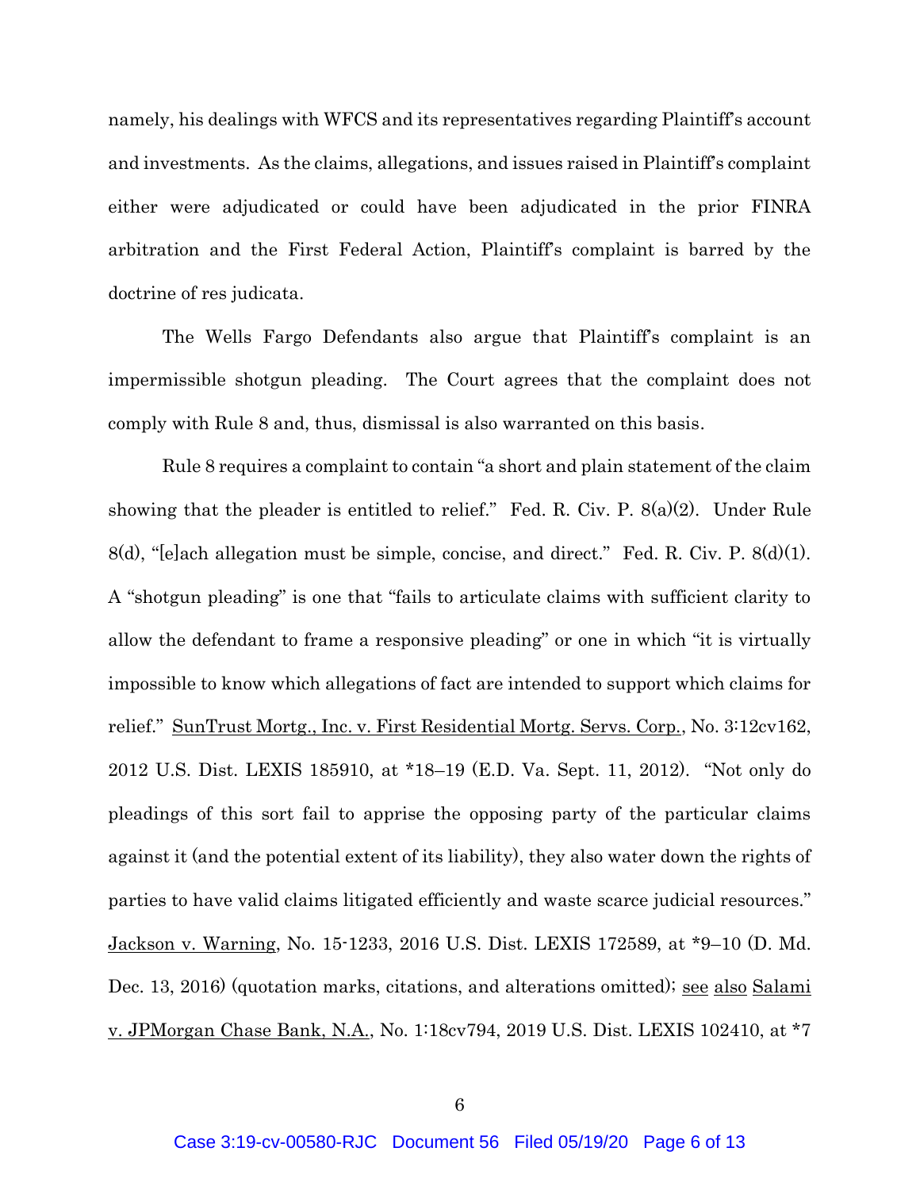namely, his dealings with WFCS and its representatives regarding Plaintiff's account and investments. As the claims, allegations, and issues raised in Plaintiff's complaint either were adjudicated or could have been adjudicated in the prior FINRA arbitration and the First Federal Action, Plaintiff's complaint is barred by the doctrine of res judicata.

The Wells Fargo Defendants also argue that Plaintiff's complaint is an impermissible shotgun pleading. The Court agrees that the complaint does not comply with Rule 8 and, thus, dismissal is also warranted on this basis.

Rule 8 requires a complaint to contain "a short and plain statement of the claim showing that the pleader is entitled to relief." Fed. R. Civ. P. 8(a)(2). Under Rule 8(d), "[e]ach allegation must be simple, concise, and direct." Fed. R. Civ. P. 8(d)(1). A "shotgun pleading" is one that "fails to articulate claims with sufficient clarity to allow the defendant to frame a responsive pleading" or one in which "it is virtually impossible to know which allegations of fact are intended to support which claims for relief." <u>SunTrust Mortg., Inc. v. First Residential Mortg. Servs. Corp.</u>, No. 3:12cv162, 2012 U.S. Dist. LEXIS 185910, at *18–19 (E.D. Va. Sept. 11, 2012). "Not only do pleadings of this sort fail to apprise the opposing party of the particular claims against it (and the potential extent of its liability), they also water down the rights of parties to have valid claims litigated efficiently and waste scarce judicial resources." <u>Jackson v. Warning</u>, No. 15-1233, 2016 U.S. Dist. LEXIS 172589, at *9–10 (D. Md. Dec. 13, 2016) (quotation marks, citations, and alterations omitted); <u>see</u> <u>also</u> <u>Salami v. JPMorgan Chase Bank, N.A.</u>, No. 1:18cv794, 2019 U.S. Dist. LEXIS 102410, at *7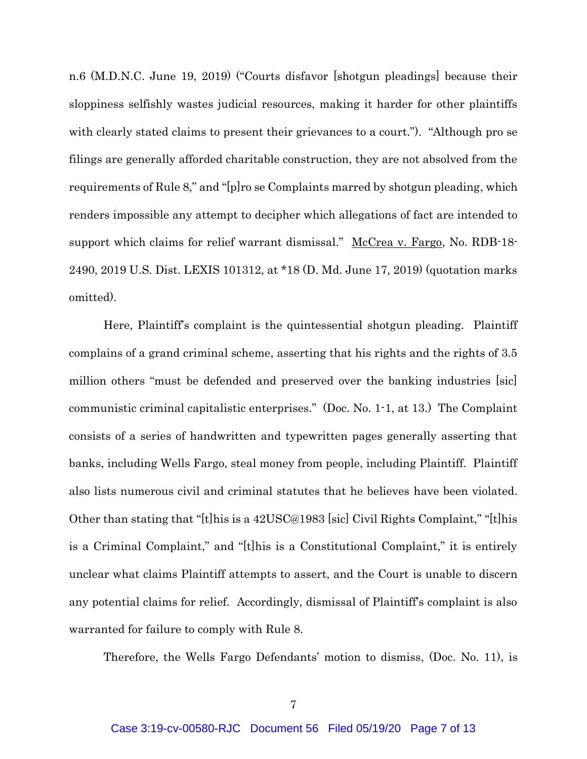n.6 (M.D.N.C. June 19, 2019) ("Courts disfavor [shotgun pleadings] because their sloppiness selfishly wastes judicial resources, making it harder for other plaintiffs with clearly stated claims to present their grievances to a court."). "Although pro se filings are generally afforded charitable construction, they are not absolved from the requirements of Rule 8," and "[p]ro se Complaints marred by shotgun pleading, which renders impossible any attempt to decipher which allegations of fact are intended to support which claims for relief warrant dismissal." McCrea v. Fargo, No. RDB-18-2490, 2019 U.S. Dist. LEXIS 101312, at *18 (D. Md. June 17, 2019) (quotation marks omitted).

Here, Plaintiff's complaint is the quintessential shotgun pleading. Plaintiff complains of a grand criminal scheme, asserting that his rights and the rights of 3.5 million others "must be defended and preserved over the banking industries [sic] communistic criminal capitalistic enterprises." (Doc. No. 1-1, at 13.) The Complaint consists of a series of handwritten and typewritten pages generally asserting that banks, including Wells Fargo, steal money from people, including Plaintiff. Plaintiff also lists numerous civil and criminal statutes that he believes have been violated. Other than stating that "[t]his is a 42USC@1983 [sic] Civil Rights Complaint," "[t]his is a Criminal Complaint," and "[t]his is a Constitutional Complaint," it is entirely unclear what claims Plaintiff attempts to assert, and the Court is unable to discern any potential claims for relief. Accordingly, dismissal of Plaintiff's complaint is also warranted for failure to comply with Rule 8.

Therefore, the Wells Fargo Defendants' motion to dismiss, (Doc. No. 11), is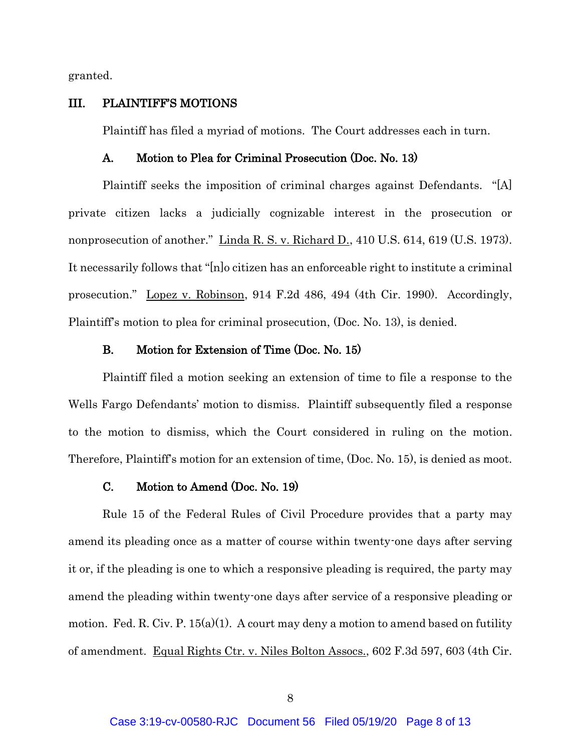granted.

## III. PLAINTIFF'S MOTIONS

Plaintiff has filed a myriad of motions. The Court addresses each in turn.

### A. Motion to Plea for Criminal Prosecution (Doc. No. 13)

Plaintiff seeks the imposition of criminal charges against Defendants. "[A] private citizen lacks a judicially cognizable interest in the prosecution or nonprosecution of another." Linda R. S. v. Richard D., 410 U.S. 614, 619 (U.S. 1973). It necessarily follows that "[n]o citizen has an enforceable right to institute a criminal prosecution." Lopez v. Robinson, 914 F.2d 486, 494 (4th Cir. 1990). Accordingly, Plaintiff's motion to plea for criminal prosecution, (Doc. No. 13), is denied.

### B. Motion for Extension of Time (Doc. No. 15)

Plaintiff filed a motion seeking an extension of time to file a response to the Wells Fargo Defendants' motion to dismiss. Plaintiff subsequently filed a response to the motion to dismiss, which the Court considered in ruling on the motion. Therefore, Plaintiff's motion for an extension of time, (Doc. No. 15), is denied as moot.

### C. Motion to Amend (Doc. No. 19)

Rule 15 of the Federal Rules of Civil Procedure provides that a party may amend its pleading once as a matter of course within twenty-one days after serving it or, if the pleading is one to which a responsive pleading is required, the party may amend the pleading within twenty-one days after service of a responsive pleading or motion. Fed. R. Civ. P. 15(a)(1). A court may deny a motion to amend based on futility of amendment. Equal Rights Ctr. v. Niles Bolton Assocs., 602 F.3d 597, 603 (4th Cir.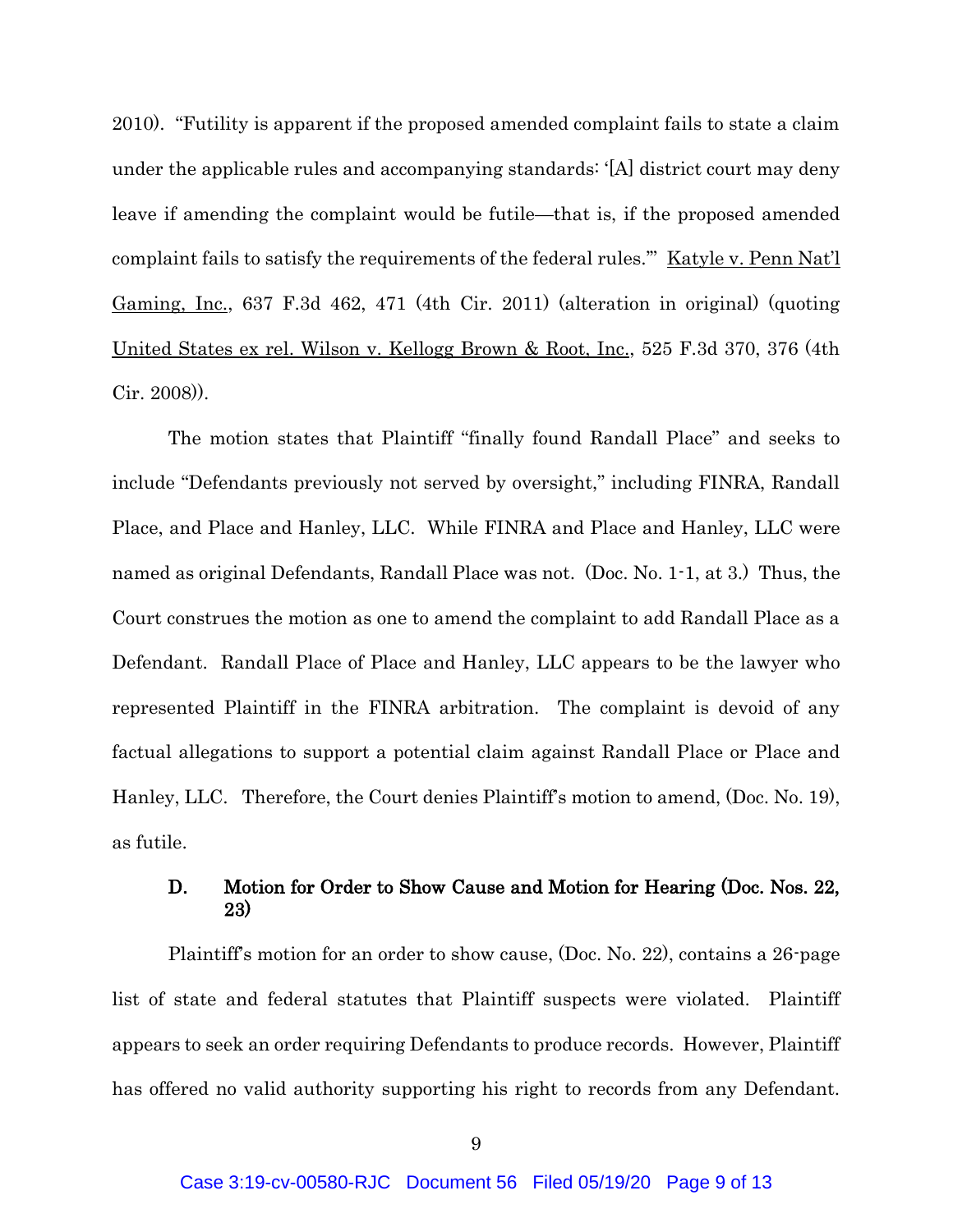2010). "Futility is apparent if the proposed amended complaint fails to state a claim under the applicable rules and accompanying standards: '[A] district court may deny leave if amending the complaint would be futile—that is, if the proposed amended complaint fails to satisfy the requirements of the federal rules.'" Katyle v. Penn Nat'l Gaming, Inc., 637 F.3d 462, 471 (4th Cir. 2011) (alteration in original) (quoting United States ex rel. Wilson v. Kellogg Brown & Root, Inc., 525 F.3d 370, 376 (4th Cir. 2008)).

The motion states that Plaintiff "finally found Randall Place" and seeks to include "Defendants previously not served by oversight," including FINRA, Randall Place, and Place and Hanley, LLC. While FINRA and Place and Hanley, LLC were named as original Defendants, Randall Place was not. (Doc. No. 1-1, at 3.) Thus, the Court construes the motion as one to amend the complaint to add Randall Place as a Defendant. Randall Place of Place and Hanley, LLC appears to be the lawyer who represented Plaintiff in the FINRA arbitration. The complaint is devoid of any factual allegations to support a potential claim against Randall Place or Place and Hanley, LLC. Therefore, the Court denies Plaintiff's motion to amend, (Doc. No. 19), as futile.

### D. Motion for Order to Show Cause and Motion for Hearing (Doc. Nos. 22, 23)

Plaintiff's motion for an order to show cause, (Doc. No. 22), contains a 26-page list of state and federal statutes that Plaintiff suspects were violated. Plaintiff appears to seek an order requiring Defendants to produce records. However, Plaintiff has offered no valid authority supporting his right to records from any Defendant.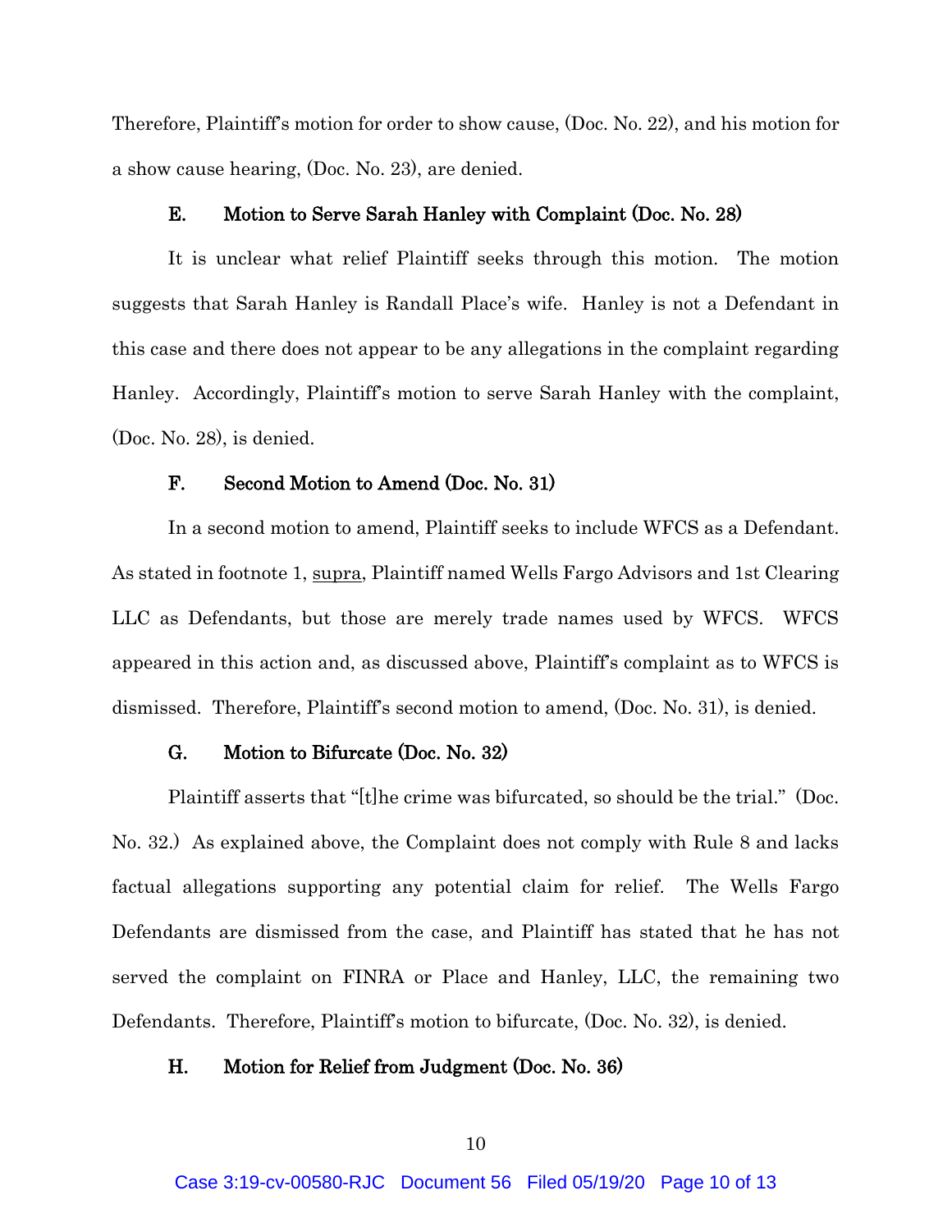Therefore, Plaintiff's motion for order to show cause, (Doc. No. 22), and his motion for a show cause hearing, (Doc. No. 23), are denied.

### E. Motion to Serve Sarah Hanley with Complaint (Doc. No. 28)

It is unclear what relief Plaintiff seeks through this motion. The motion suggests that Sarah Hanley is Randall Place's wife. Hanley is not a Defendant in this case and there does not appear to be any allegations in the complaint regarding Hanley. Accordingly, Plaintiff's motion to serve Sarah Hanley with the complaint, (Doc. No. 28), is denied.

### F. Second Motion to Amend (Doc. No. 31)

In a second motion to amend, Plaintiff seeks to include WFCS as a Defendant. As stated in footnote 1, supra, Plaintiff named Wells Fargo Advisors and 1st Clearing LLC as Defendants, but those are merely trade names used by WFCS. WFCS appeared in this action and, as discussed above, Plaintiff's complaint as to WFCS is dismissed. Therefore, Plaintiff's second motion to amend, (Doc. No. 31), is denied.

### G. Motion to Bifurcate (Doc. No. 32)

Plaintiff asserts that "[t]he crime was bifurcated, so should be the trial." (Doc. No. 32.) As explained above, the Complaint does not comply with Rule 8 and lacks factual allegations supporting any potential claim for relief. The Wells Fargo Defendants are dismissed from the case, and Plaintiff has stated that he has not served the complaint on FINRA or Place and Hanley, LLC, the remaining two Defendants. Therefore, Plaintiff's motion to bifurcate, (Doc. No. 32), is denied.

### H. Motion for Relief from Judgment (Doc. No. 36)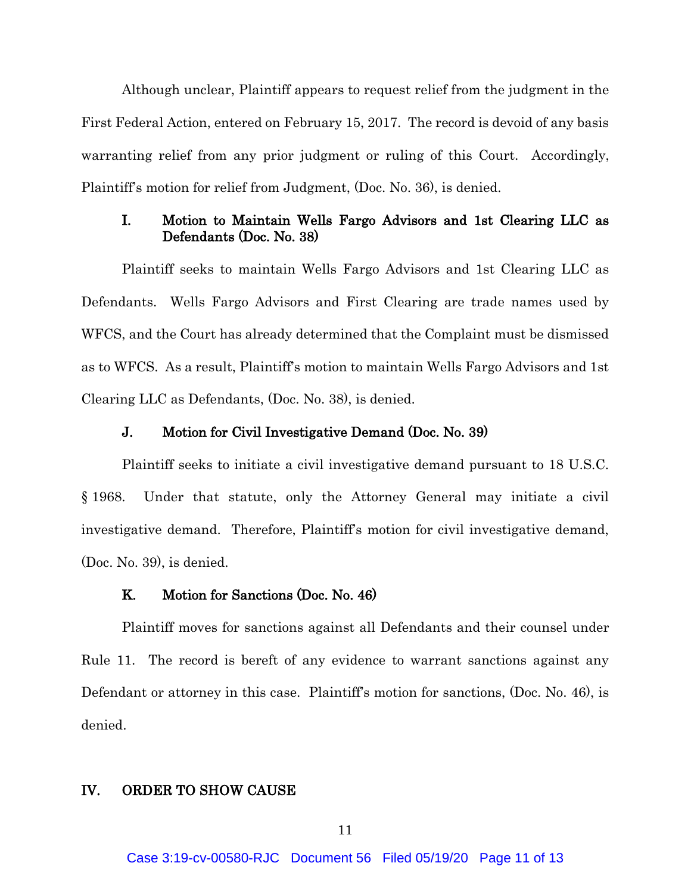Although unclear, Plaintiff appears to request relief from the judgment in the First Federal Action, entered on February 15, 2017. The record is devoid of any basis warranting relief from any prior judgment or ruling of this Court. Accordingly, Plaintiff's motion for relief from Judgment, (Doc. No. 36), is denied.

### I. Motion to Maintain Wells Fargo Advisors and 1st Clearing LLC as Defendants (Doc. No. 38)

Plaintiff seeks to maintain Wells Fargo Advisors and 1st Clearing LLC as Defendants. Wells Fargo Advisors and First Clearing are trade names used by WFCS, and the Court has already determined that the Complaint must be dismissed as to WFCS. As a result, Plaintiff's motion to maintain Wells Fargo Advisors and 1st Clearing LLC as Defendants, (Doc. No. 38), is denied.

### J. Motion for Civil Investigative Demand (Doc. No. 39)

Plaintiff seeks to initiate a civil investigative demand pursuant to 18 U.S.C. § 1968. Under that statute, only the Attorney General may initiate a civil investigative demand. Therefore, Plaintiff's motion for civil investigative demand, (Doc. No. 39), is denied.

### K. Motion for Sanctions (Doc. No. 46)

Plaintiff moves for sanctions against all Defendants and their counsel under Rule 11. The record is bereft of any evidence to warrant sanctions against any Defendant or attorney in this case. Plaintiff's motion for sanctions, (Doc. No. 46), is denied.

## IV. ORDER TO SHOW CAUSE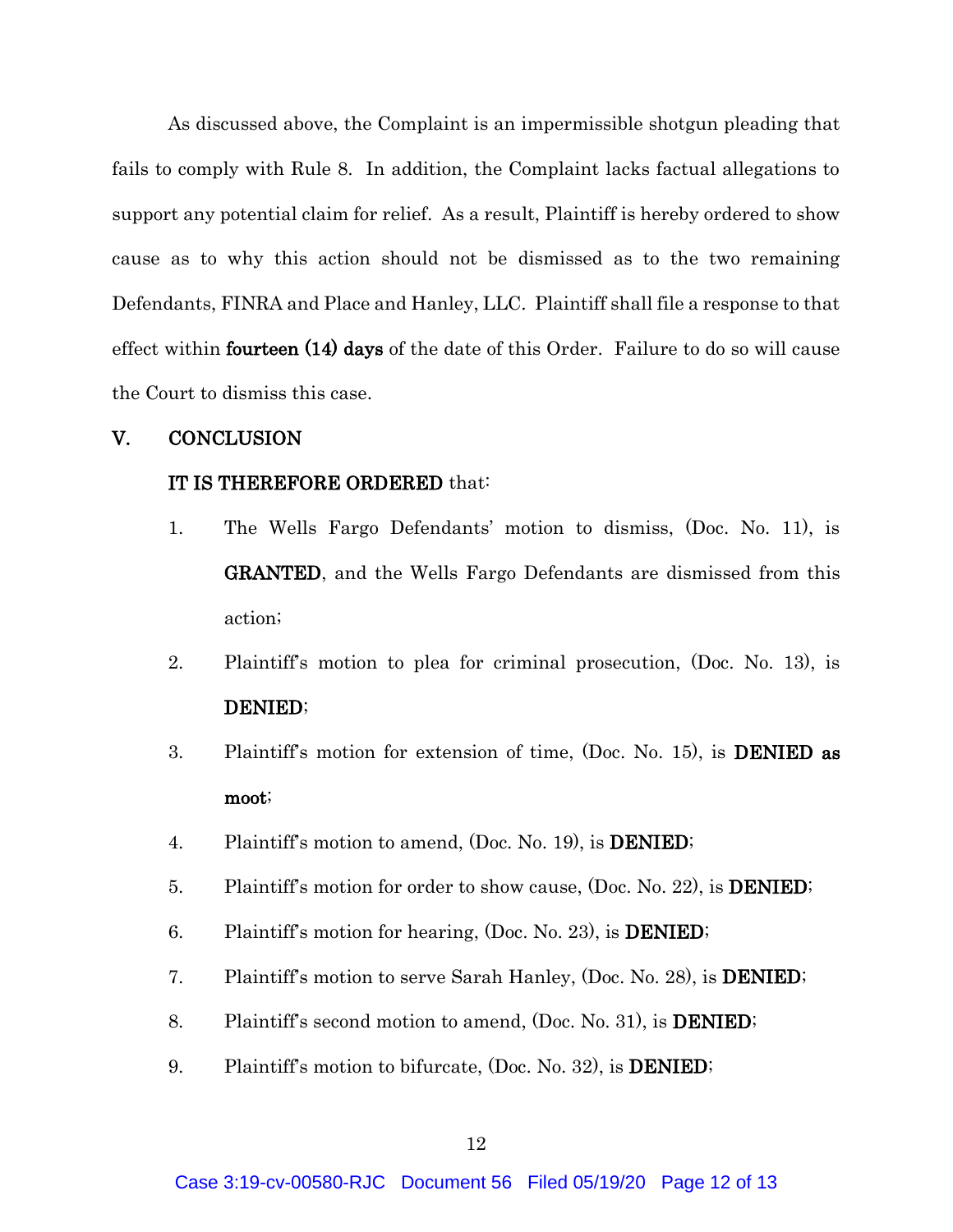As discussed above, the Complaint is an impermissible shotgun pleading that fails to comply with Rule 8. In addition, the Complaint lacks factual allegations to support any potential claim for relief. As a result, Plaintiff is hereby ordered to show cause as to why this action should not be dismissed as to the two remaining Defendants, FINRA and Place and Hanley, LLC. Plaintiff shall file a response to that effect within **fourteen (14) days** of the date of this Order. Failure to do so will cause the Court to dismiss this case.

## V. CONCLUSION

**IT IS THEREFORE ORDERED** that:

1. The Wells Fargo Defendants' motion to dismiss, (Doc. No. 11), is **GRANTED**, and the Wells Fargo Defendants are dismissed from this action;
2. Plaintiff's motion to plea for criminal prosecution, (Doc. No. 13), is **DENIED**;
3. Plaintiff's motion for extension of time, (Doc. No. 15), is **DENIED as moot**;
4. Plaintiff's motion to amend, (Doc. No. 19), is **DENIED**;
5. Plaintiff's motion for order to show cause, (Doc. No. 22), is **DENIED**;
6. Plaintiff's motion for hearing, (Doc. No. 23), is **DENIED**;
7. Plaintiff's motion to serve Sarah Hanley, (Doc. No. 28), is **DENIED**;
8. Plaintiff's second motion to amend, (Doc. No. 31), is **DENIED**;
9. Plaintiff's motion to bifurcate, (Doc. No. 32), is **DENIED**;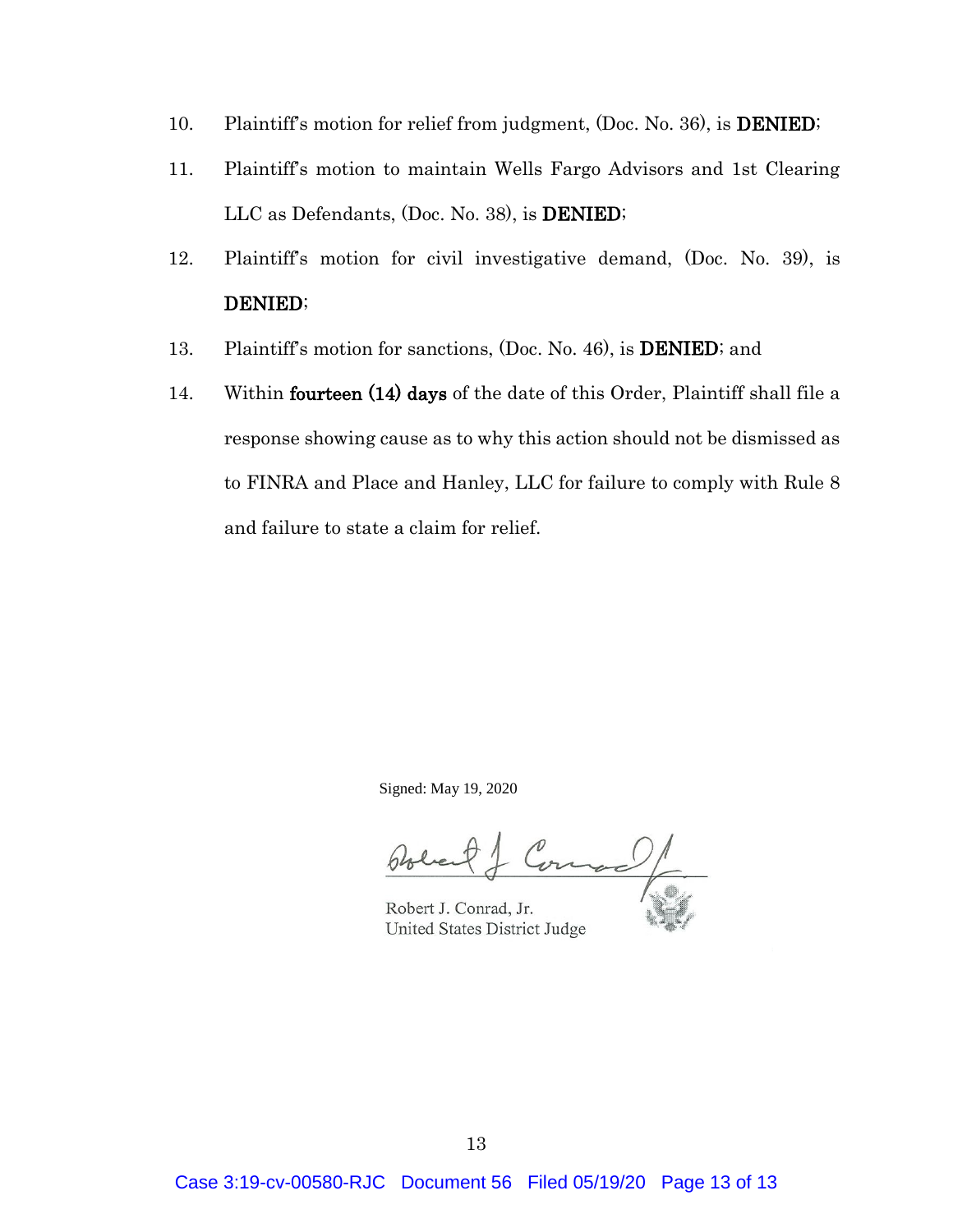10. Plaintiff's motion for relief from judgment, (Doc. No. 36), is **DENIED**;
11. Plaintiff's motion to maintain Wells Fargo Advisors and 1st Clearing LLC as Defendants, (Doc. No. 38), is **DENIED**;
12. Plaintiff's motion for civil investigative demand, (Doc. No. 39), is **DENIED**;
13. Plaintiff's motion for sanctions, (Doc. No. 46), is **DENIED**; and
14. Within **fourteen (14) days** of the date of this Order, Plaintiff shall file a response showing cause as to why this action should not be dismissed as to FINRA and Place and Hanley, LLC for failure to comply with Rule 8 and failure to state a claim for relief.

Signed: May 19, 2020

Robert J. Conrad, Jr.
United States District Judge